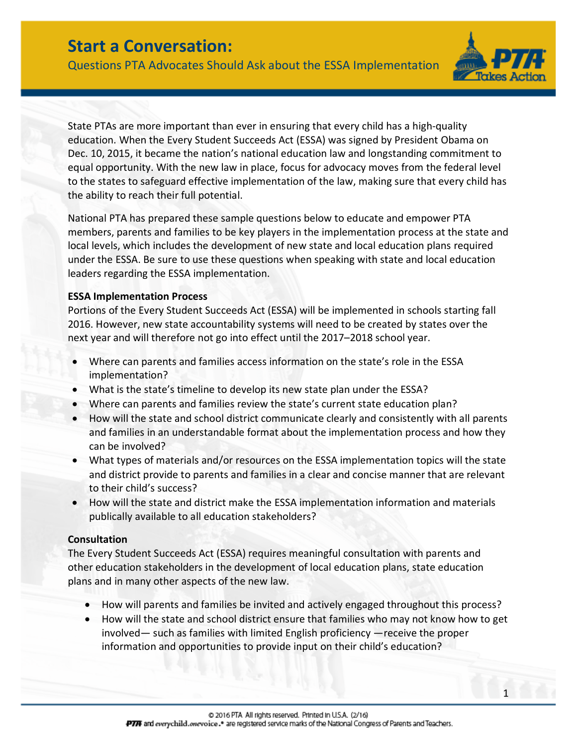# Start a Conversation:

## Questions PTA Advocates Should Ask about the ESSA Implementation

State PTAs are more important than ever in ensuring that every child has a high-quality education. When the Every Student Succeeds Act (ESSA) was signed by President Obama on Dec. 10, 2015, it became the nation's national education law and longstanding commitment to equal opportunity. With the new law in place, focus for advocacy moves from the federal level to the states to safeguard effective implementation of the law, making sure that every child has the ability to reach their full potential.

National PTA has prepared these sample questions below to educate and empower PTA members, parents and families to be key players in the implementation process at the state and local levels, which includes the development of new state and local education plans required under the ESSA. Be sure to use these questions when speaking with state and local education leaders regarding the ESSA implementation.

**ESSA Implementation Process**

Portions of the Every Student Succeeds Act (ESSA) will be implemented in schools starting fall 2016. However, new state accountability systems will need to be created by states over the next year and will therefore not go into effect until the 2017–2018 school year.

- Where can parents and families access information on the state's role in the ESSA implementation?
- What is the state's timeline to develop its new state plan under the ESSA?
- Where can parents and families review the state's current state education plan?
- How will the state and school district communicate clearly and consistently with all parents and families in an understandable format about the implementation process and how they can be involved?
- What types of materials and/or resources on the ESSA implementation topics will the state and district provide to parents and families in a clear and concise manner that are relevant to their child's success?
- How will the state and district make the ESSA implementation information and materials publically available to all education stakeholders?

**Consultation**

The Every Student Succeeds Act (ESSA) requires meaningful consultation with parents and other education stakeholders in the development of local education plans, state education plans and in many other aspects of the new law.

- How will parents and families be invited and actively engaged throughout this process?
- How will the state and school district ensure that families who may not know how to get involved— such as families with limited English proficiency —receive the proper information and opportunities to provide input on their child's education?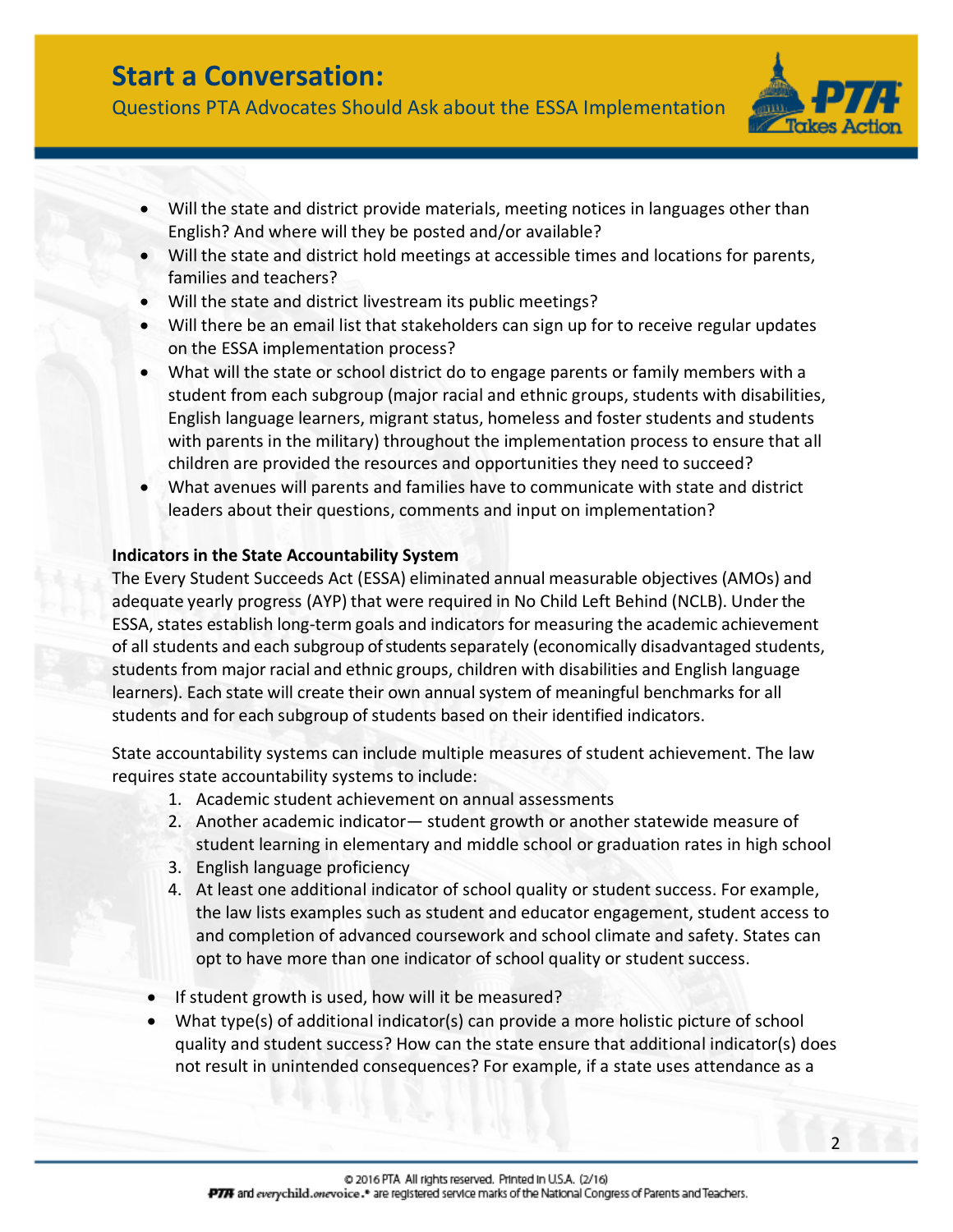- Will the state and district provide materials, meeting notices in languages other than English? And where will they be posted and/or available?
- Will the state and district hold meetings at accessible times and locations for parents, families and teachers?
- Will the state and district livestream its public meetings?
- Will there be an email list that stakeholders can sign up for to receive regular updates on the ESSA implementation process?
- What will the state or school district do to engage parents or family members with a student from each subgroup (major racial and ethnic groups, students with disabilities, English language learners, migrant status, homeless and foster students and students with parents in the military) throughout the implementation process to ensure that all children are provided the resources and opportunities they need to succeed?
- What avenues will parents and families have to communicate with state and district leaders about their questions, comments and input on implementation?

**Indicators in the State Accountability System**

The Every Student Succeeds Act (ESSA) eliminated annual measurable objectives (AMOs) and adequate yearly progress (AYP) that were required in No Child Left Behind (NCLB). Under the ESSA, states establish long-term goals and indicators for measuring the academic achievement of all students and each subgroup of students separately (economically disadvantaged students, students from major racial and ethnic groups, children with disabilities and English language learners). Each state will create their own annual system of meaningful benchmarks for all students and for each subgroup of students based on their identified indicators.

State accountability systems can include multiple measures of student achievement. The law requires state accountability systems to include:

1. Academic student achievement on annual assessments
2. Another academic indicator— student growth or another statewide measure of student learning in elementary and middle school or graduation rates in high school
3. English language proficiency
4. At least one additional indicator of school quality or student success. For example, the law lists examples such as student and educator engagement, student access to and completion of advanced coursework and school climate and safety. States can opt to have more than one indicator of school quality or student success.

- If student growth is used, how will it be measured?
- What type(s) of additional indicator(s) can provide a more holistic picture of school quality and student success? How can the state ensure that additional indicator(s) does not result in unintended consequences? For example, if a state uses attendance as a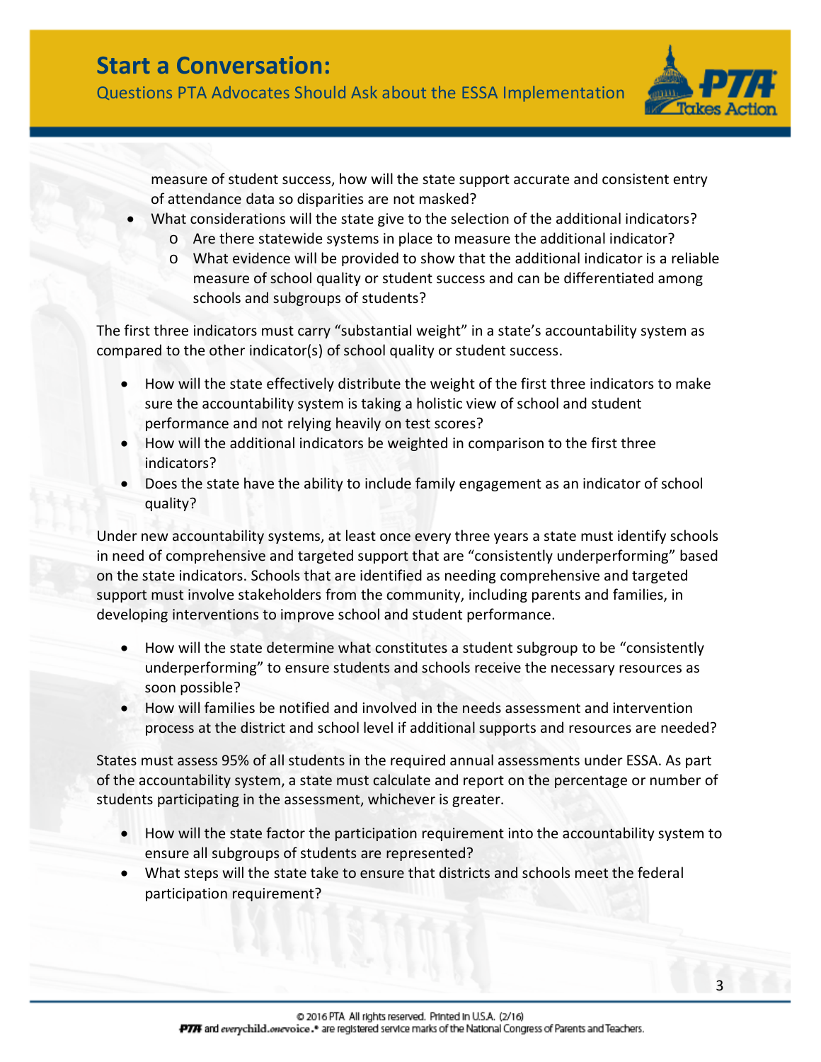measure of student success, how will the state support accurate and consistent entry of attendance data so disparities are not masked?

- What considerations will the state give to the selection of the additional indicators?
  - Are there statewide systems in place to measure the additional indicator?
  - What evidence will be provided to show that the additional indicator is a reliable measure of school quality or student success and can be differentiated among schools and subgroups of students?

The first three indicators must carry "substantial weight" in a state's accountability system as compared to the other indicator(s) of school quality or student success.

- How will the state effectively distribute the weight of the first three indicators to make sure the accountability system is taking a holistic view of school and student performance and not relying heavily on test scores?
- How will the additional indicators be weighted in comparison to the first three indicators?
- Does the state have the ability to include family engagement as an indicator of school quality?

Under new accountability systems, at least once every three years a state must identify schools in need of comprehensive and targeted support that are "consistently underperforming" based on the state indicators. Schools that are identified as needing comprehensive and targeted support must involve stakeholders from the community, including parents and families, in developing interventions to improve school and student performance.

- How will the state determine what constitutes a student subgroup to be "consistently underperforming" to ensure students and schools receive the necessary resources as soon possible?
- How will families be notified and involved in the needs assessment and intervention process at the district and school level if additional supports and resources are needed?

States must assess 95% of all students in the required annual assessments under ESSA. As part of the accountability system, a state must calculate and report on the percentage or number of students participating in the assessment, whichever is greater.

- How will the state factor the participation requirement into the accountability system to ensure all subgroups of students are represented?
- What steps will the state take to ensure that districts and schools meet the federal participation requirement?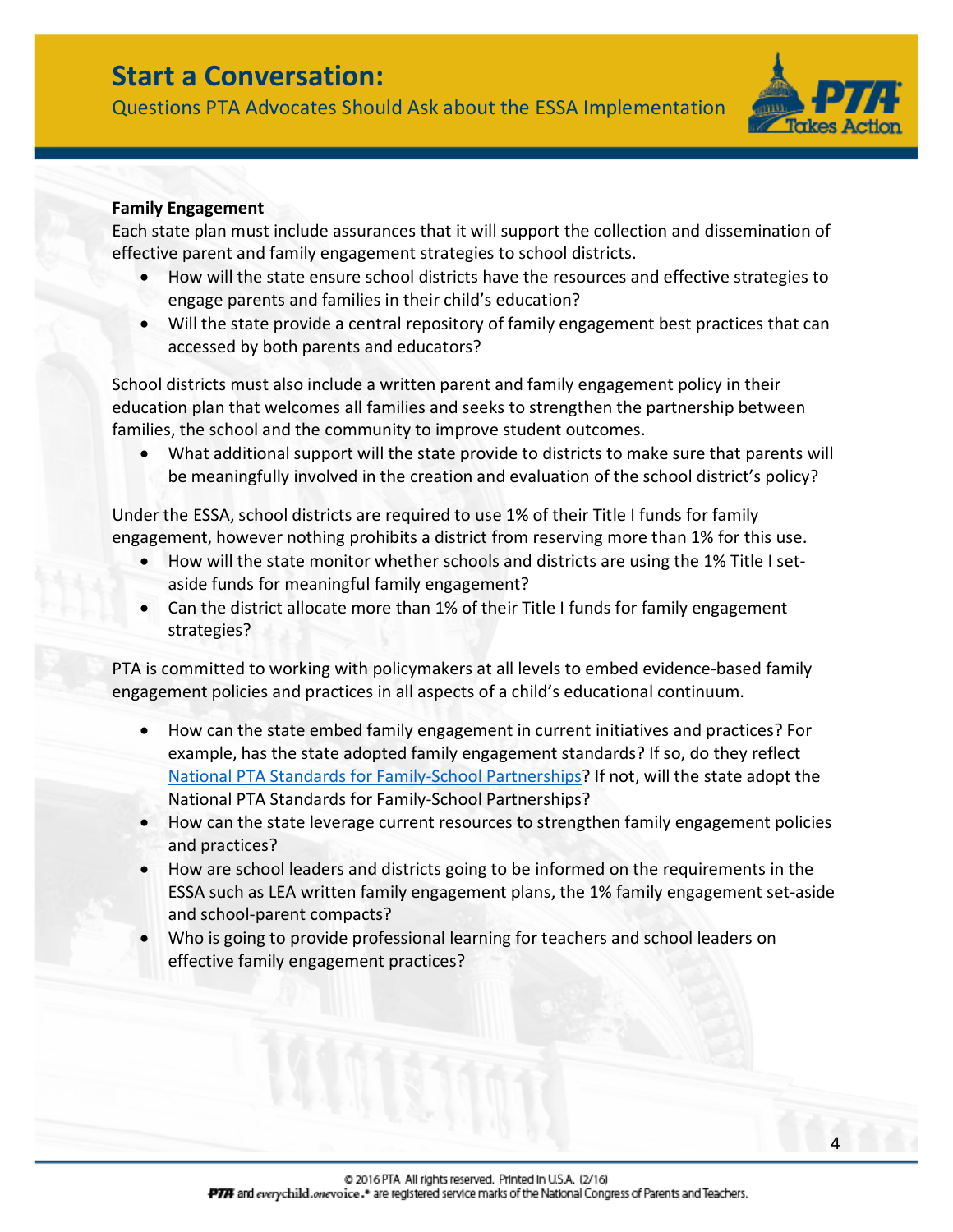**Family Engagement**

Each state plan must include assurances that it will support the collection and dissemination of effective parent and family engagement strategies to school districts.

- How will the state ensure school districts have the resources and effective strategies to engage parents and families in their child's education?
- Will the state provide a central repository of family engagement best practices that can accessed by both parents and educators?

School districts must also include a written parent and family engagement policy in their education plan that welcomes all families and seeks to strengthen the partnership between families, the school and the community to improve student outcomes.

- What additional support will the state provide to districts to make sure that parents will be meaningfully involved in the creation and evaluation of the school district's policy?

Under the ESSA, school districts are required to use 1% of their Title I funds for family engagement, however nothing prohibits a district from reserving more than 1% for this use.

- How will the state monitor whether schools and districts are using the 1% Title I set-aside funds for meaningful family engagement?
- Can the district allocate more than 1% of their Title I funds for family engagement strategies?

PTA is committed to working with policymakers at all levels to embed evidence-based family engagement policies and practices in all aspects of a child's educational continuum.

- How can the state embed family engagement in current initiatives and practices? For example, has the state adopted family engagement standards? If so, do they reflect National PTA Standards for Family-School Partnerships? If not, will the state adopt the National PTA Standards for Family-School Partnerships?
- How can the state leverage current resources to strengthen family engagement policies and practices?
- How are school leaders and districts going to be informed on the requirements in the ESSA such as LEA written family engagement plans, the 1% family engagement set-aside and school-parent compacts?
- Who is going to provide professional learning for teachers and school leaders on effective family engagement practices?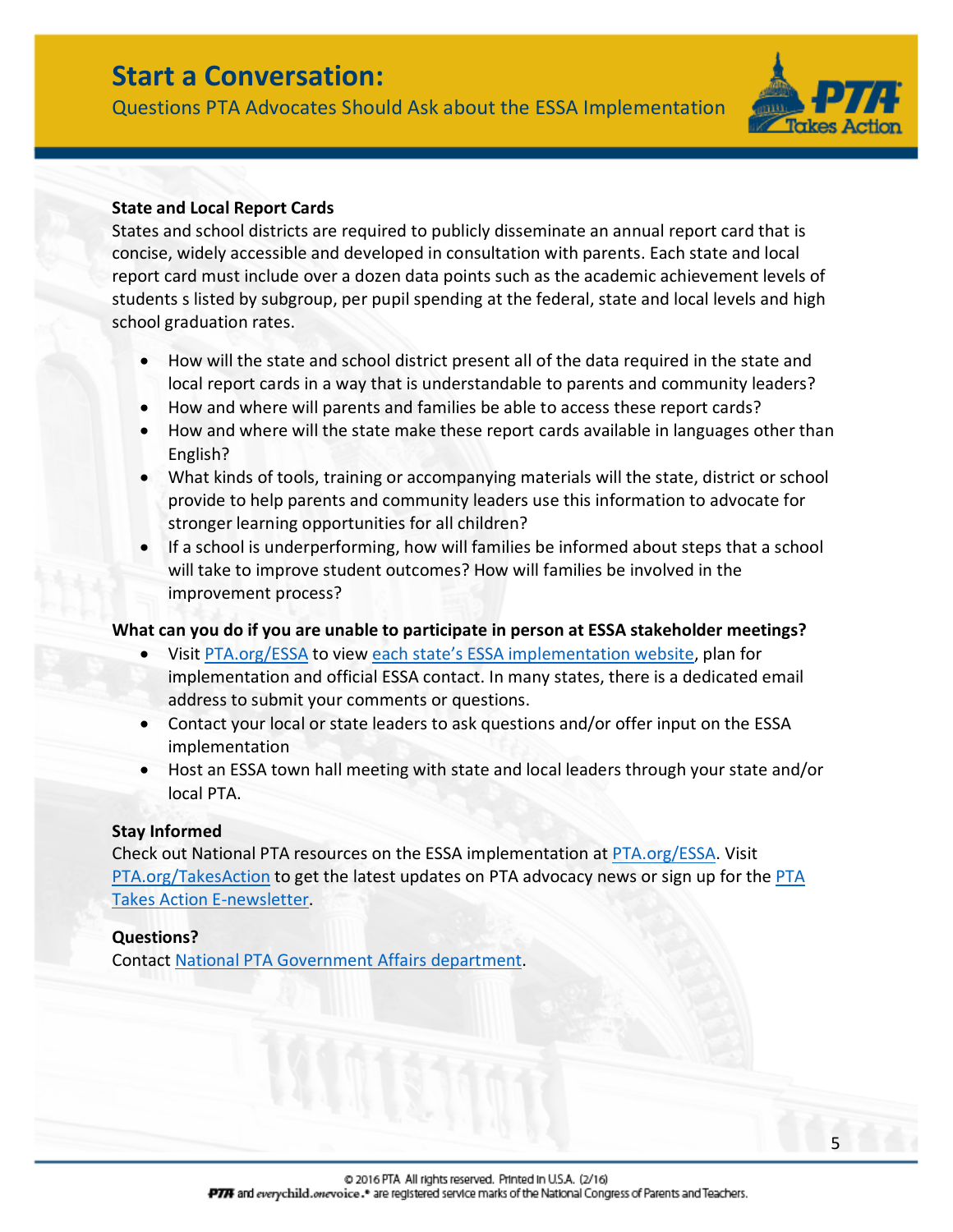# Start a Conversation:

Questions PTA Advocates Should Ask about the ESSA Implementation

**State and Local Report Cards**

States and school districts are required to publicly disseminate an annual report card that is concise, widely accessible and developed in consultation with parents. Each state and local report card must include over a dozen data points such as the academic achievement levels of students s listed by subgroup, per pupil spending at the federal, state and local levels and high school graduation rates.

- How will the state and school district present all of the data required in the state and local report cards in a way that is understandable to parents and community leaders?
- How and where will parents and families be able to access these report cards?
- How and where will the state make these report cards available in languages other than English?
- What kinds of tools, training or accompanying materials will the state, district or school provide to help parents and community leaders use this information to advocate for stronger learning opportunities for all children?
- If a school is underperforming, how will families be informed about steps that a school will take to improve student outcomes? How will families be involved in the improvement process?

**What can you do if you are unable to participate in person at ESSA stakeholder meetings?**

- Visit PTA.org/ESSA to view each state's ESSA implementation website, plan for implementation and official ESSA contact. In many states, there is a dedicated email address to submit your comments or questions.
- Contact your local or state leaders to ask questions and/or offer input on the ESSA implementation
- Host an ESSA town hall meeting with state and local leaders through your state and/or local PTA.

**Stay Informed**

Check out National PTA resources on the ESSA implementation at PTA.org/ESSA. Visit PTA.org/TakesAction to get the latest updates on PTA advocacy news or sign up for the PTA Takes Action E-newsletter.

**Questions?**

Contact National PTA Government Affairs department.

© 2016 PTA All rights reserved. Printed in U.S.A. (2/16)

PTA and everychild.onevoice.® are registered service marks of the National Congress of Parents and Teachers.